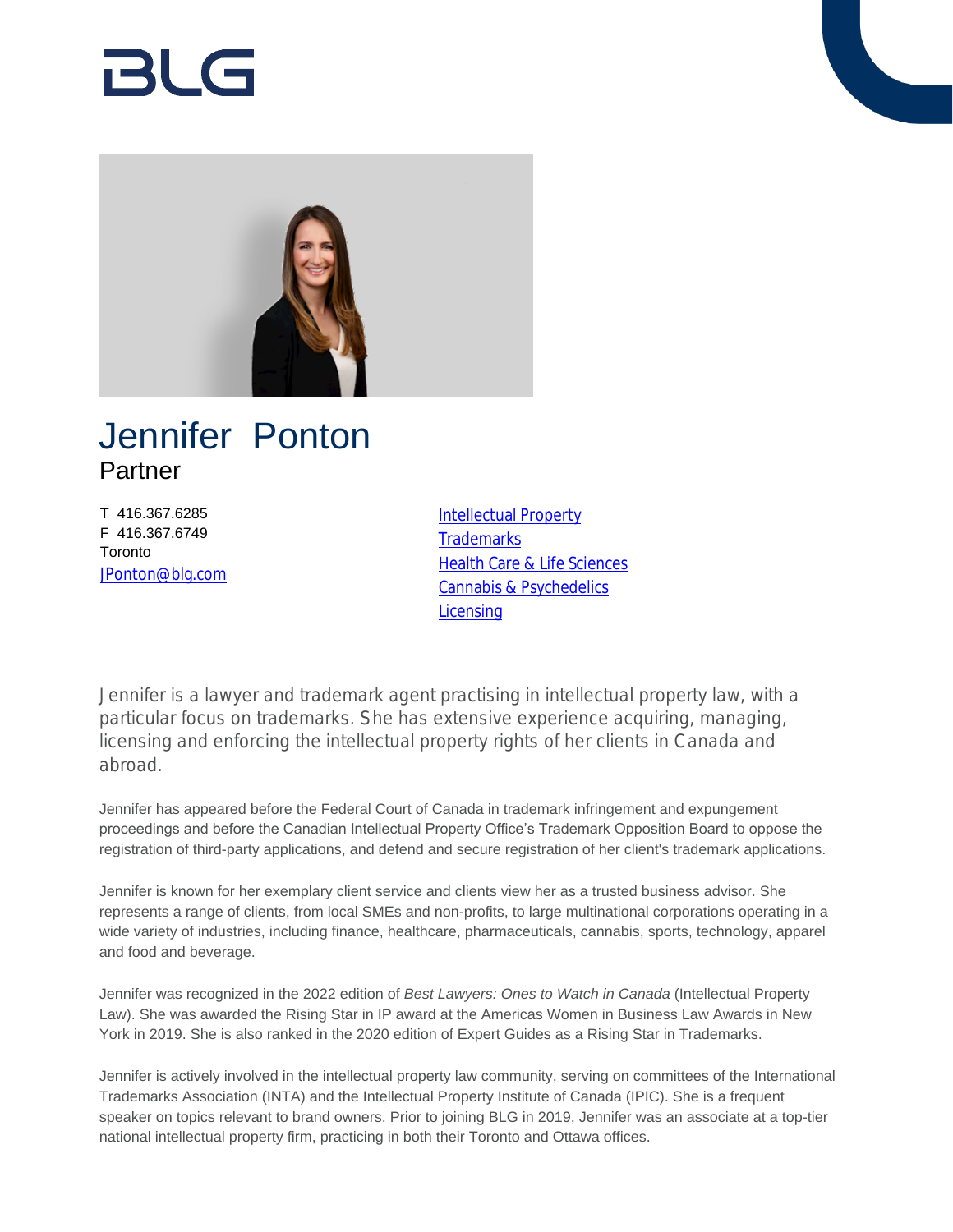# Jennifer Ponton

## Partner

T 416.367.6285
F 416.367.6749
Toronto
JPonton@blg.com

- Intellectual Property
- Trademarks
- Health Care & Life Sciences
- Cannabis & Psychedelics
- Licensing

Jennifer is a lawyer and trademark agent practising in intellectual property law, with a particular focus on trademarks. She has extensive experience acquiring, managing, licensing and enforcing the intellectual property rights of her clients in Canada and abroad.

Jennifer has appeared before the Federal Court of Canada in trademark infringement and expungement proceedings and before the Canadian Intellectual Property Office's Trademark Opposition Board to oppose the registration of third-party applications, and defend and secure registration of her client's trademark applications.

Jennifer is known for her exemplary client service and clients view her as a trusted business advisor. She represents a range of clients, from local SMEs and non-profits, to large multinational corporations operating in a wide variety of industries, including finance, healthcare, pharmaceuticals, cannabis, sports, technology, apparel and food and beverage.

Jennifer was recognized in the 2022 edition of *Best Lawyers: Ones to Watch in Canada* (Intellectual Property Law). She was awarded the Rising Star in IP award at the Americas Women in Business Law Awards in New York in 2019. She is also ranked in the 2020 edition of Expert Guides as a Rising Star in Trademarks.

Jennifer is actively involved in the intellectual property law community, serving on committees of the International Trademarks Association (INTA) and the Intellectual Property Institute of Canada (IPIC). She is a frequent speaker on topics relevant to brand owners. Prior to joining BLG in 2019, Jennifer was an associate at a top-tier national intellectual property firm, practicing in both their Toronto and Ottawa offices.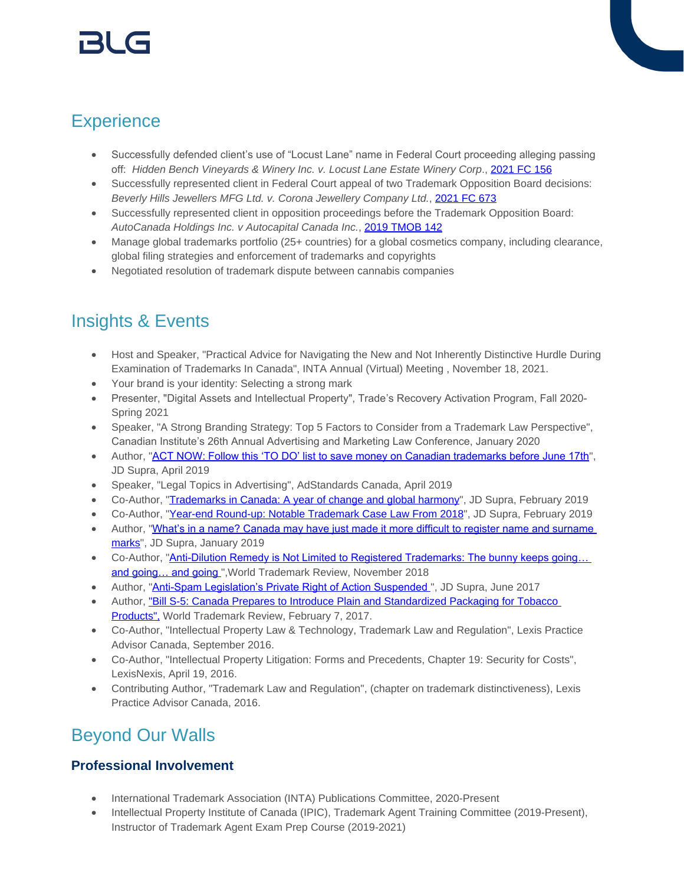## Experience

- Successfully defended client's use of "Locust Lane" name in Federal Court proceeding alleging passing off: *Hidden Bench Vineyards & Winery Inc. v. Locust Lane Estate Winery Corp*., 2021 FC 156
- Successfully represented client in Federal Court appeal of two Trademark Opposition Board decisions: *Beverly Hills Jewellers MFG Ltd. v. Corona Jewellery Company Ltd.*, 2021 FC 673
- Successfully represented client in opposition proceedings before the Trademark Opposition Board: *AutoCanada Holdings Inc. v Autocapital Canada Inc.*, 2019 TMOB 142
- Manage global trademarks portfolio (25+ countries) for a global cosmetics company, including clearance, global filing strategies and enforcement of trademarks and copyrights
- Negotiated resolution of trademark dispute between cannabis companies

## Insights & Events

- Host and Speaker, "Practical Advice for Navigating the New and Not Inherently Distinctive Hurdle During Examination of Trademarks In Canada", INTA Annual (Virtual) Meeting , November 18, 2021.
- Your brand is your identity: Selecting a strong mark
- Presenter, "Digital Assets and Intellectual Property", Trade's Recovery Activation Program, Fall 2020-Spring 2021
- Speaker, "A Strong Branding Strategy: Top 5 Factors to Consider from a Trademark Law Perspective", Canadian Institute's 26th Annual Advertising and Marketing Law Conference, January 2020
- Author, "ACT NOW: Follow this 'TO DO' list to save money on Canadian trademarks before June 17th", JD Supra, April 2019
- Speaker, "Legal Topics in Advertising", AdStandards Canada, April 2019
- Co-Author, "Trademarks in Canada: A year of change and global harmony", JD Supra, February 2019
- Co-Author, "Year-end Round-up: Notable Trademark Case Law From 2018", JD Supra, February 2019
- Author, "What's in a name? Canada may have just made it more difficult to register name and surname marks", JD Supra, January 2019
- Co-Author, "Anti-Dilution Remedy is Not Limited to Registered Trademarks: The bunny keeps going… and going… and going ",World Trademark Review, November 2018
- Author, "Anti-Spam Legislation's Private Right of Action Suspended ", JD Supra, June 2017
- Author, "Bill S-5: Canada Prepares to Introduce Plain and Standardized Packaging for Tobacco Products", World Trademark Review, February 7, 2017.
- Co-Author, "Intellectual Property Law & Technology, Trademark Law and Regulation", Lexis Practice Advisor Canada, September 2016.
- Co-Author, "Intellectual Property Litigation: Forms and Precedents, Chapter 19: Security for Costs", LexisNexis, April 19, 2016.
- Contributing Author, "Trademark Law and Regulation", (chapter on trademark distinctiveness), Lexis Practice Advisor Canada, 2016.

## Beyond Our Walls

### Professional Involvement

- International Trademark Association (INTA) Publications Committee, 2020-Present
- Intellectual Property Institute of Canada (IPIC), Trademark Agent Training Committee (2019-Present), Instructor of Trademark Agent Exam Prep Course (2019-2021)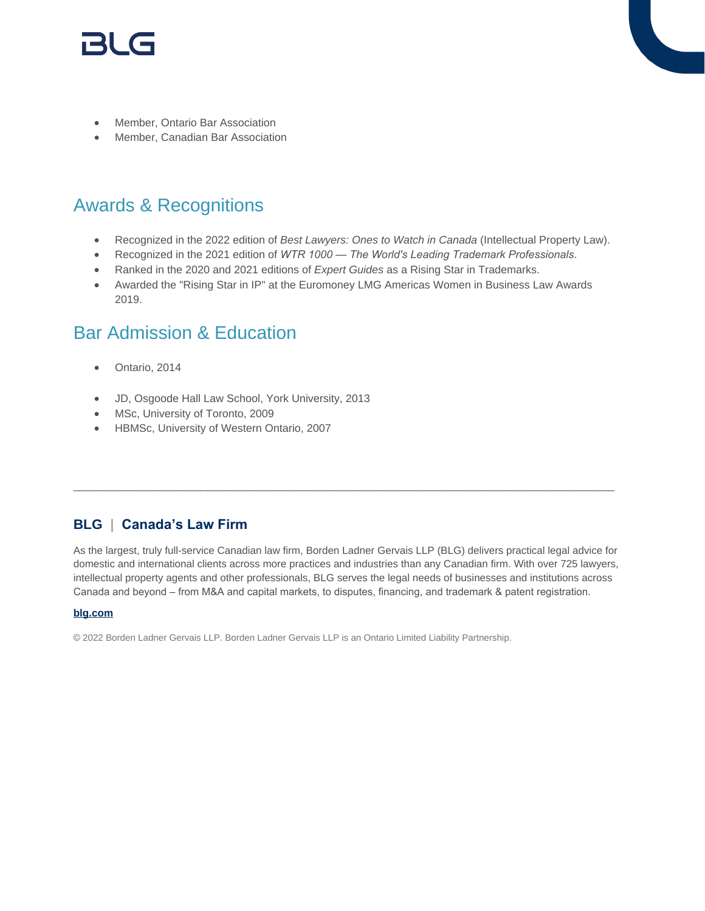- Member, Ontario Bar Association
- Member, Canadian Bar Association

## Awards & Recognitions

- Recognized in the 2022 edition of *Best Lawyers: Ones to Watch in Canada* (Intellectual Property Law).
- Recognized in the 2021 edition of *WTR 1000 — The World's Leading Trademark Professionals*.
- Ranked in the 2020 and 2021 editions of *Expert Guides* as a Rising Star in Trademarks.
- Awarded the "Rising Star in IP" at the Euromoney LMG Americas Women in Business Law Awards 2019.

## Bar Admission & Education

- Ontario, 2014

- JD, Osgoode Hall Law School, York University, 2013
- MSc, University of Toronto, 2009
- HBMSc, University of Western Ontario, 2007

---

### BLG | Canada's Law Firm

As the largest, truly full-service Canadian law firm, Borden Ladner Gervais LLP (BLG) delivers practical legal advice for domestic and international clients across more practices and industries than any Canadian firm. With over 725 lawyers, intellectual property agents and other professionals, BLG serves the legal needs of businesses and institutions across Canada and beyond – from M&A and capital markets, to disputes, financing, and trademark & patent registration.

**blg.com**

© 2022 Borden Ladner Gervais LLP. Borden Ladner Gervais LLP is an Ontario Limited Liability Partnership.